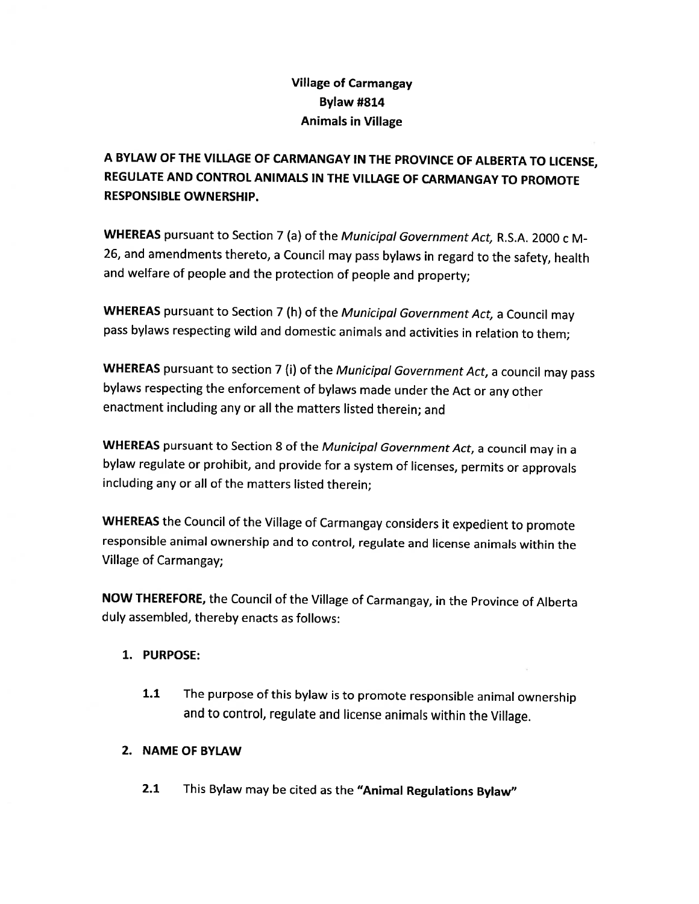**Village of Carmangay**
**Bylaw #814**
**Animals in Village**

**A BYLAW OF THE VILLAGE OF CARMANGAY IN THE PROVINCE OF ALBERTA TO LICENSE, REGULATE AND CONTROL ANIMALS IN THE VILLAGE OF CARMANGAY TO PROMOTE RESPONSIBLE OWNERSHIP.**

**WHEREAS** pursuant to Section 7 (a) of the *Municipal Government Act,* R.S.A. 2000 c M-26, and amendments thereto, a Council may pass bylaws in regard to the safety, health and welfare of people and the protection of people and property;

**WHEREAS** pursuant to Section 7 (h) of the *Municipal Government Act,* a Council may pass bylaws respecting wild and domestic animals and activities in relation to them;

**WHEREAS** pursuant to section 7 (i) of the *Municipal Government Act*, a council may pass bylaws respecting the enforcement of bylaws made under the Act or any other enactment including any or all the matters listed therein; and

**WHEREAS** pursuant to Section 8 of the *Municipal Government Act*, a council may in a bylaw regulate or prohibit, and provide for a system of licenses, permits or approvals including any or all of the matters listed therein;

**WHEREAS** the Council of the Village of Carmangay considers it expedient to promote responsible animal ownership and to control, regulate and license animals within the Village of Carmangay;

**NOW THEREFORE,** the Council of the Village of Carmangay, in the Province of Alberta duly assembled, thereby enacts as follows:

1. **PURPOSE:**

   **1.1** The purpose of this bylaw is to promote responsible animal ownership and to control, regulate and license animals within the Village.

2. **NAME OF BYLAW**

   **2.1** This Bylaw may be cited as the **"Animal Regulations Bylaw"**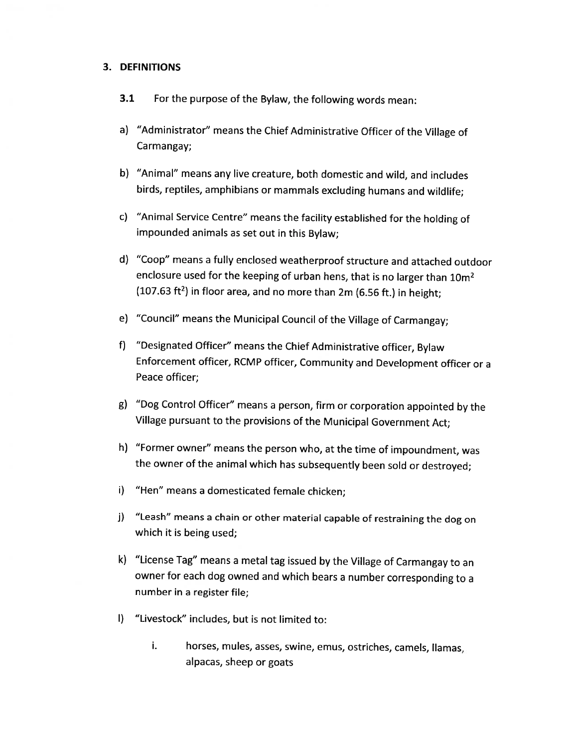## 3. DEFINITIONS

**3.1** For the purpose of the Bylaw, the following words mean:

a) "Administrator" means the Chief Administrative Officer of the Village of Carmangay;

b) "Animal" means any live creature, both domestic and wild, and includes birds, reptiles, amphibians or mammals excluding humans and wildlife;

c) "Animal Service Centre" means the facility established for the holding of impounded animals as set out in this Bylaw;

d) "Coop" means a fully enclosed weatherproof structure and attached outdoor enclosure used for the keeping of urban hens, that is no larger than $10m^2$ ($107.63\ ft^2$) in floor area, and no more than 2m (6.56 ft.) in height;

e) "Council" means the Municipal Council of the Village of Carmangay;

f) "Designated Officer" means the Chief Administrative officer, Bylaw Enforcement officer, RCMP officer, Community and Development officer or a Peace officer;

g) "Dog Control Officer" means a person, firm or corporation appointed by the Village pursuant to the provisions of the Municipal Government Act;

h) "Former owner" means the person who, at the time of impoundment, was the owner of the animal which has subsequently been sold or destroyed;

i) "Hen" means a domesticated female chicken;

j) "Leash" means a chain or other material capable of restraining the dog on which it is being used;

k) "License Tag" means a metal tag issued by the Village of Carmangay to an owner for each dog owned and which bears a number corresponding to a number in a register file;

l) "Livestock" includes, but is not limited to:

   i. horses, mules, asses, swine, emus, ostriches, camels, llamas, alpacas, sheep or goats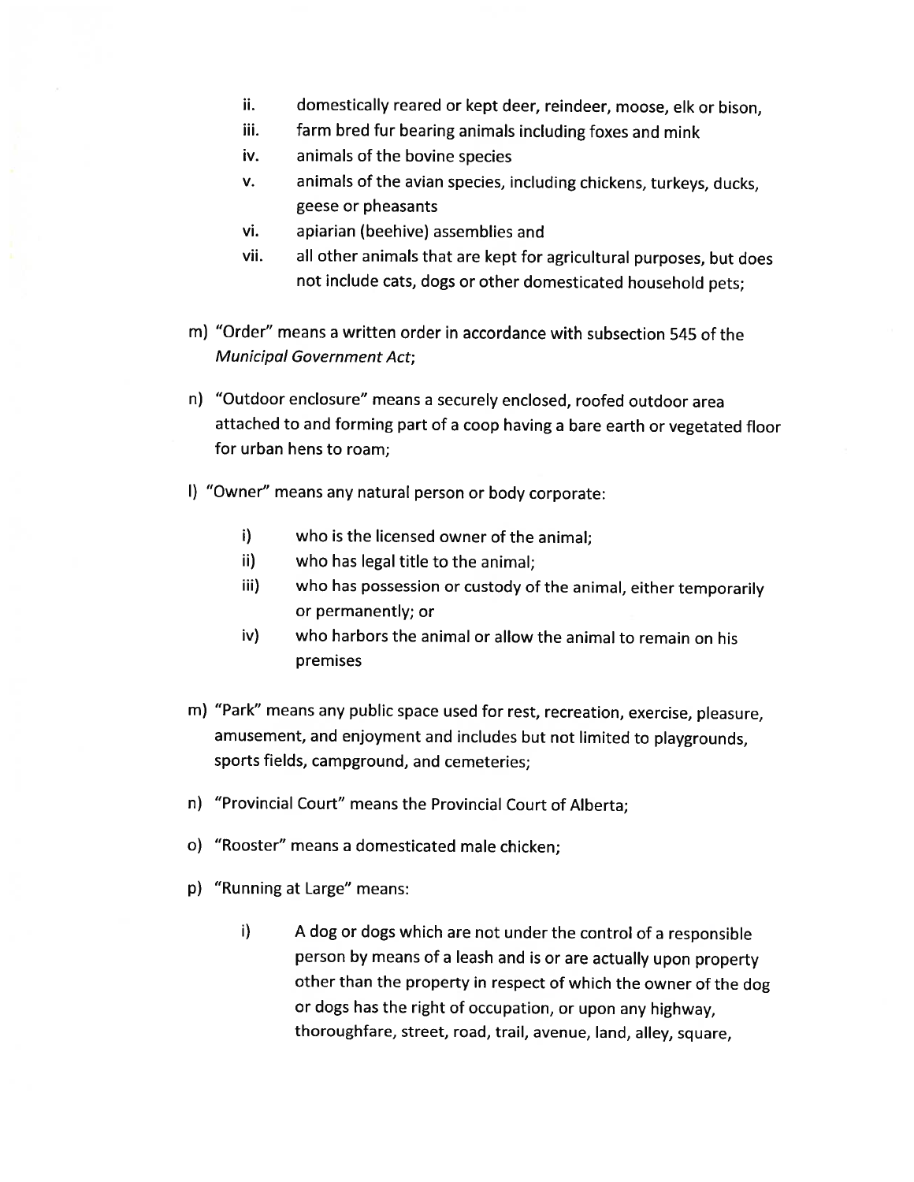ii. domestically reared or kept deer, reindeer, moose, elk or bison,
  iii. farm bred fur bearing animals including foxes and mink
  iv. animals of the bovine species
  v. animals of the avian species, including chickens, turkeys, ducks, geese or pheasants
  vi. apiarian (beehive) assemblies and
  vii. all other animals that are kept for agricultural purposes, but does not include cats, dogs or other domesticated household pets;

m) "Order" means a written order in accordance with subsection 545 of the *Municipal Government Act*;

n) "Outdoor enclosure" means a securely enclosed, roofed outdoor area attached to and forming part of a coop having a bare earth or vegetated floor for urban hens to roam;

l) "Owner" means any natural person or body corporate:

  i) who is the licensed owner of the animal;
  ii) who has legal title to the animal;
  iii) who has possession or custody of the animal, either temporarily or permanently; or
  iv) who harbors the animal or allow the animal to remain on his premises

m) "Park" means any public space used for rest, recreation, exercise, pleasure, amusement, and enjoyment and includes but not limited to playgrounds, sports fields, campground, and cemeteries;

n) "Provincial Court" means the Provincial Court of Alberta;

o) "Rooster" means a domesticated male chicken;

p) "Running at Large" means:

  i) A dog or dogs which are not under the control of a responsible person by means of a leash and is or are actually upon property other than the property in respect of which the owner of the dog or dogs has the right of occupation, or upon any highway, thoroughfare, street, road, trail, avenue, land, alley, square,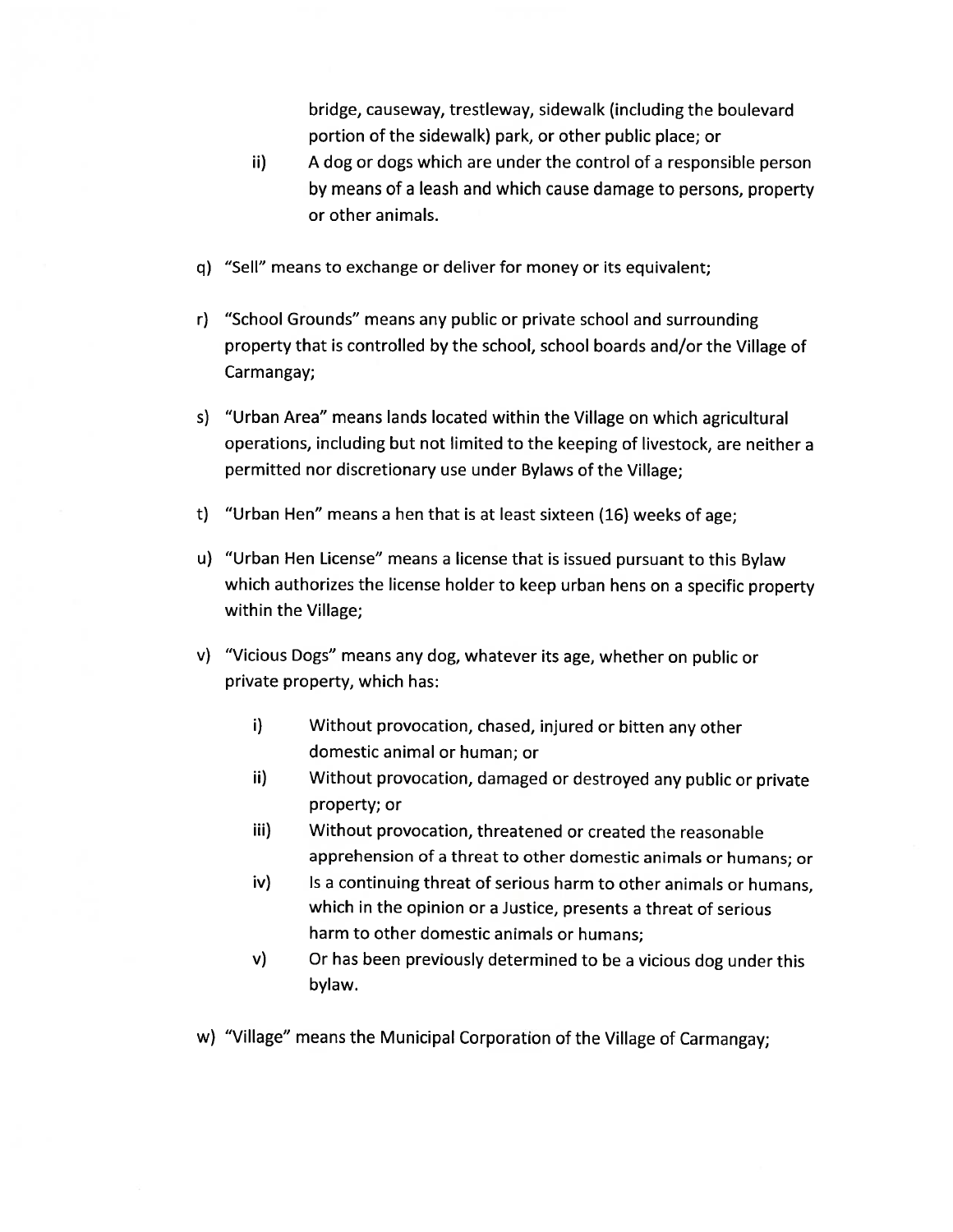bridge, causeway, trestleway, sidewalk (including the boulevard portion of the sidewalk) park, or other public place; or

ii) A dog or dogs which are under the control of a responsible person by means of a leash and which cause damage to persons, property or other animals.

q) "Sell" means to exchange or deliver for money or its equivalent;

r) "School Grounds" means any public or private school and surrounding property that is controlled by the school, school boards and/or the Village of Carmangay;

s) "Urban Area" means lands located within the Village on which agricultural operations, including but not limited to the keeping of livestock, are neither a permitted nor discretionary use under Bylaws of the Village;

t) "Urban Hen" means a hen that is at least sixteen (16) weeks of age;

u) "Urban Hen License" means a license that is issued pursuant to this Bylaw which authorizes the license holder to keep urban hens on a specific property within the Village;

v) "Vicious Dogs" means any dog, whatever its age, whether on public or private property, which has:

   i) Without provocation, chased, injured or bitten any other domestic animal or human; or
   ii) Without provocation, damaged or destroyed any public or private property; or
   iii) Without provocation, threatened or created the reasonable apprehension of a threat to other domestic animals or humans; or
   iv) Is a continuing threat of serious harm to other animals or humans, which in the opinion or a Justice, presents a threat of serious harm to other domestic animals or humans;
   v) Or has been previously determined to be a vicious dog under this bylaw.

w) "Village" means the Municipal Corporation of the Village of Carmangay;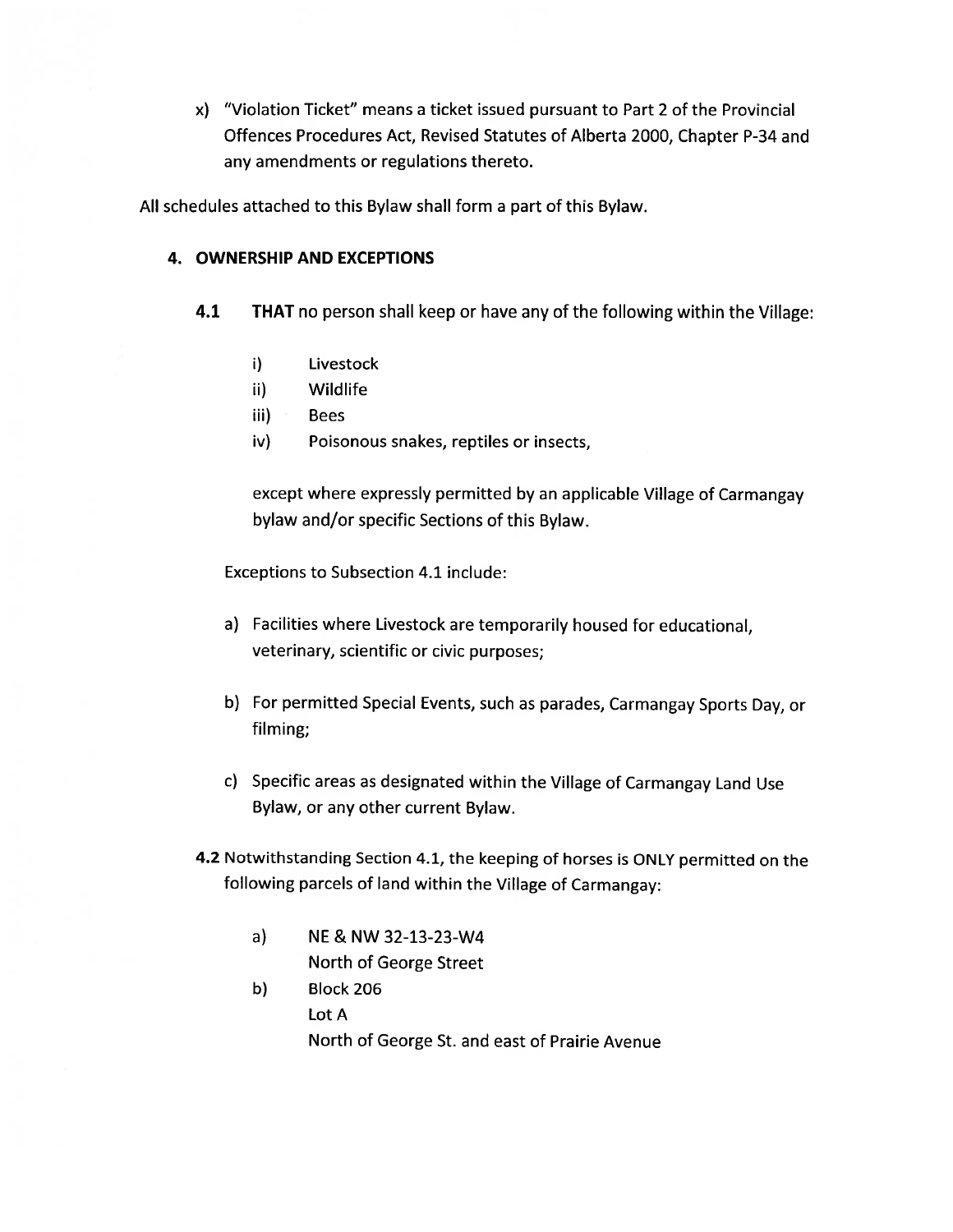x) "Violation Ticket" means a ticket issued pursuant to Part 2 of the Provincial Offences Procedures Act, Revised Statutes of Alberta 2000, Chapter P-34 and any amendments or regulations thereto.

All schedules attached to this Bylaw shall form a part of this Bylaw.

## 4. OWNERSHIP AND EXCEPTIONS

**4.1** **THAT** no person shall keep or have any of the following within the Village:

- i) Livestock
- ii) Wildlife
- iii) Bees
- iv) Poisonous snakes, reptiles or insects,

except where expressly permitted by an applicable Village of Carmangay bylaw and/or specific Sections of this Bylaw.

Exceptions to Subsection 4.1 include:

a) Facilities where Livestock are temporarily housed for educational, veterinary, scientific or civic purposes;

b) For permitted Special Events, such as parades, Carmangay Sports Day, or filming;

c) Specific areas as designated within the Village of Carmangay Land Use Bylaw, or any other current Bylaw.

**4.2** Notwithstanding Section 4.1, the keeping of horses is ONLY permitted on the following parcels of land within the Village of Carmangay:

a) NE & NW 32-13-23-W4
North of George Street

b) Block 206
Lot A
North of George St. and east of Prairie Avenue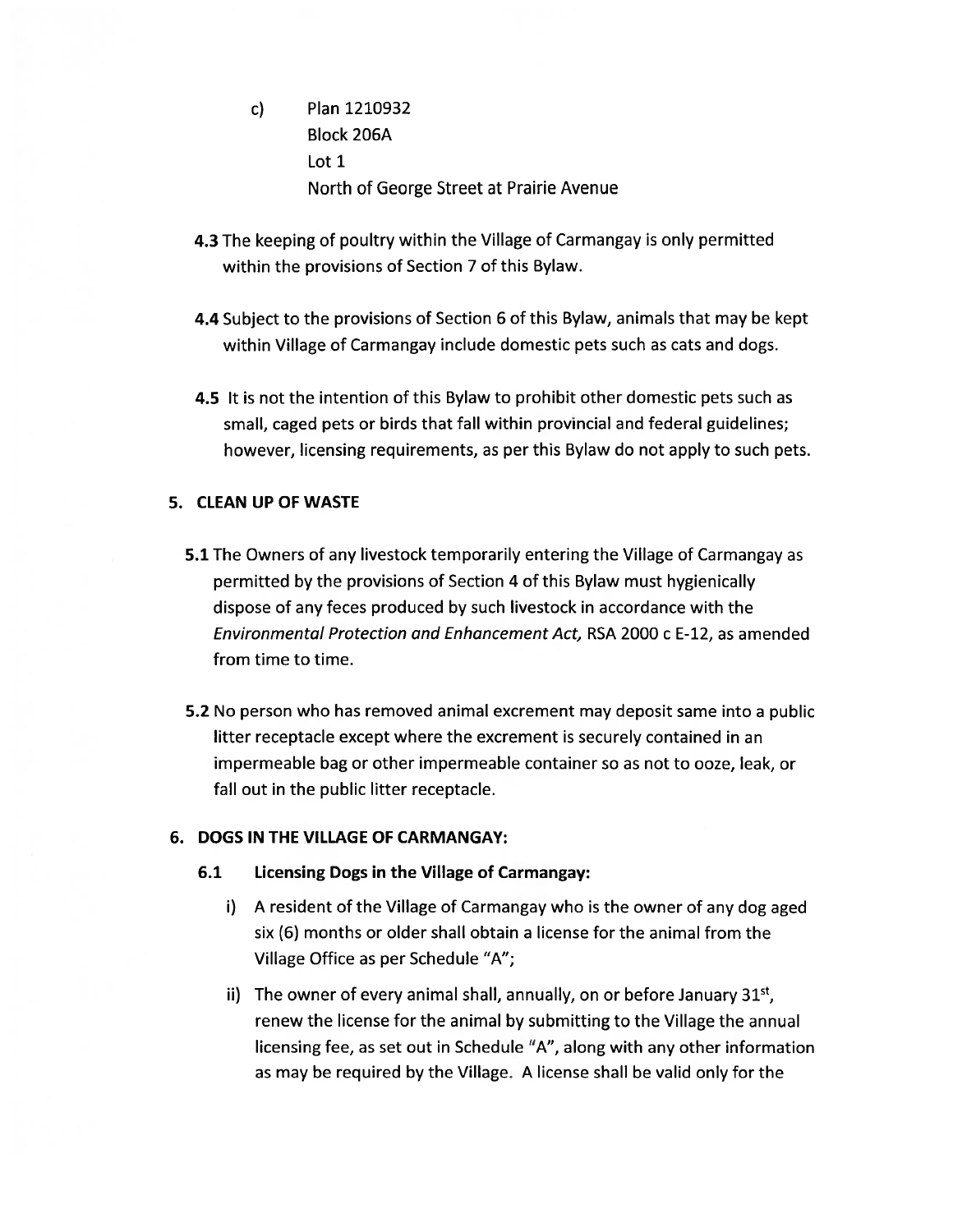c) Plan 1210932
Block 206A
Lot 1
North of George Street at Prairie Avenue

**4.3** The keeping of poultry within the Village of Carmangay is only permitted within the provisions of Section 7 of this Bylaw.

**4.4** Subject to the provisions of Section 6 of this Bylaw, animals that may be kept within Village of Carmangay include domestic pets such as cats and dogs.

**4.5** It is not the intention of this Bylaw to prohibit other domestic pets such as small, caged pets or birds that fall within provincial and federal guidelines; however, licensing requirements, as per this Bylaw do not apply to such pets.

## 5. CLEAN UP OF WASTE

**5.1** The Owners of any livestock temporarily entering the Village of Carmangay as permitted by the provisions of Section 4 of this Bylaw must hygienically dispose of any feces produced by such livestock in accordance with the *Environmental Protection and Enhancement Act,* RSA 2000 c E-12, as amended from time to time.

**5.2** No person who has removed animal excrement may deposit same into a public litter receptacle except where the excrement is securely contained in an impermeable bag or other impermeable container so as not to ooze, leak, or fall out in the public litter receptacle.

## 6. DOGS IN THE VILLAGE OF CARMANGAY:

### 6.1 Licensing Dogs in the Village of Carmangay:

i) A resident of the Village of Carmangay who is the owner of any dog aged six (6) months or older shall obtain a license for the animal from the Village Office as per Schedule "A";

ii) The owner of every animal shall, annually, on or before January 31st, renew the license for the animal by submitting to the Village the annual licensing fee, as set out in Schedule "A", along with any other information as may be required by the Village. A license shall be valid only for the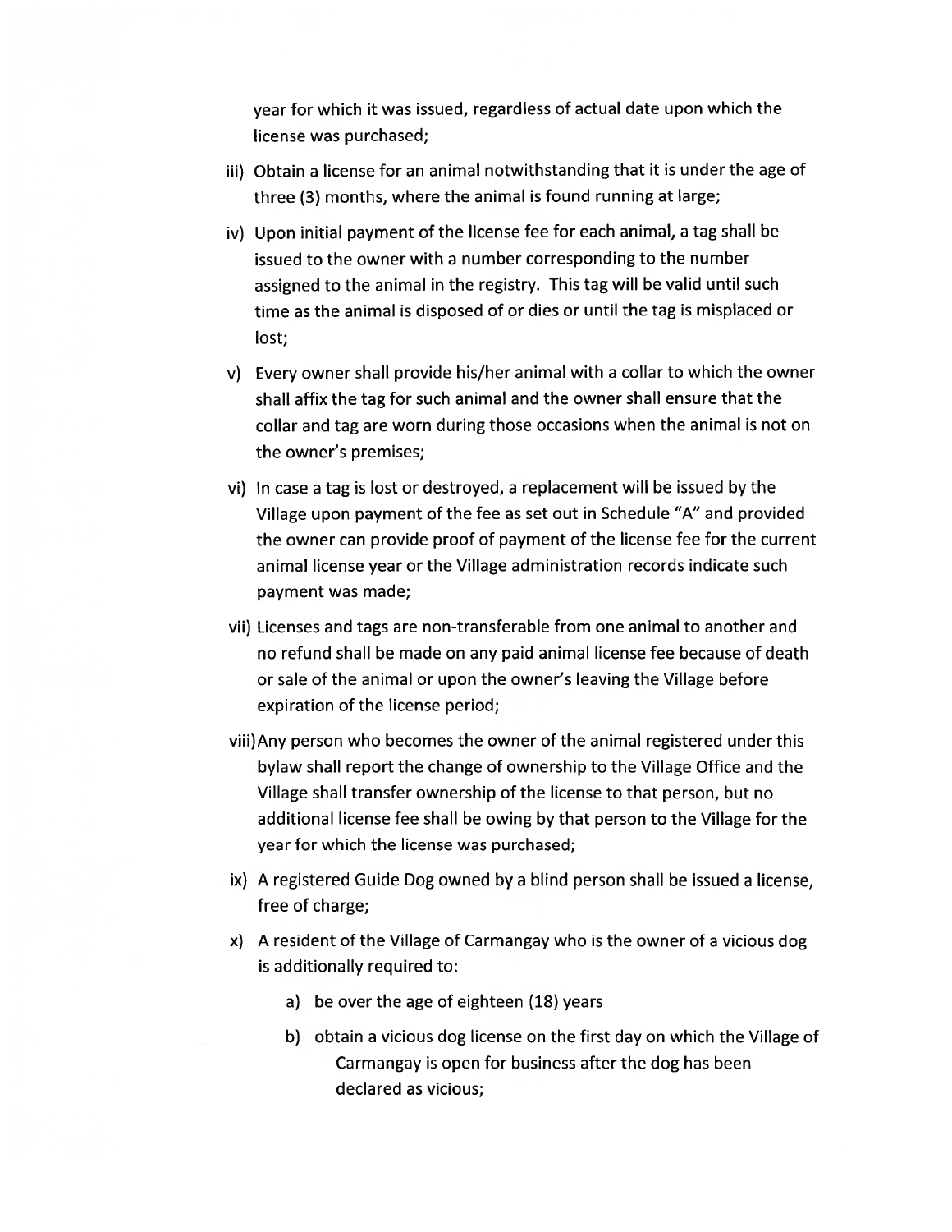year for which it was issued, regardless of actual date upon which the license was purchased;

iii) Obtain a license for an animal notwithstanding that it is under the age of three (3) months, where the animal is found running at large;

iv) Upon initial payment of the license fee for each animal, a tag shall be issued to the owner with a number corresponding to the number assigned to the animal in the registry. This tag will be valid until such time as the animal is disposed of or dies or until the tag is misplaced or lost;

v) Every owner shall provide his/her animal with a collar to which the owner shall affix the tag for such animal and the owner shall ensure that the collar and tag are worn during those occasions when the animal is not on the owner's premises;

vi) In case a tag is lost or destroyed, a replacement will be issued by the Village upon payment of the fee as set out in Schedule "A" and provided the owner can provide proof of payment of the license fee for the current animal license year or the Village administration records indicate such payment was made;

vii) Licenses and tags are non-transferable from one animal to another and no refund shall be made on any paid animal license fee because of death or sale of the animal or upon the owner's leaving the Village before expiration of the license period;

viii) Any person who becomes the owner of the animal registered under this bylaw shall report the change of ownership to the Village Office and the Village shall transfer ownership of the license to that person, but no additional license fee shall be owing by that person to the Village for the year for which the license was purchased;

ix) A registered Guide Dog owned by a blind person shall be issued a license, free of charge;

x) A resident of the Village of Carmangay who is the owner of a vicious dog is additionally required to:

   a) be over the age of eighteen (18) years

   b) obtain a vicious dog license on the first day on which the Village of Carmangay is open for business after the dog has been declared as vicious;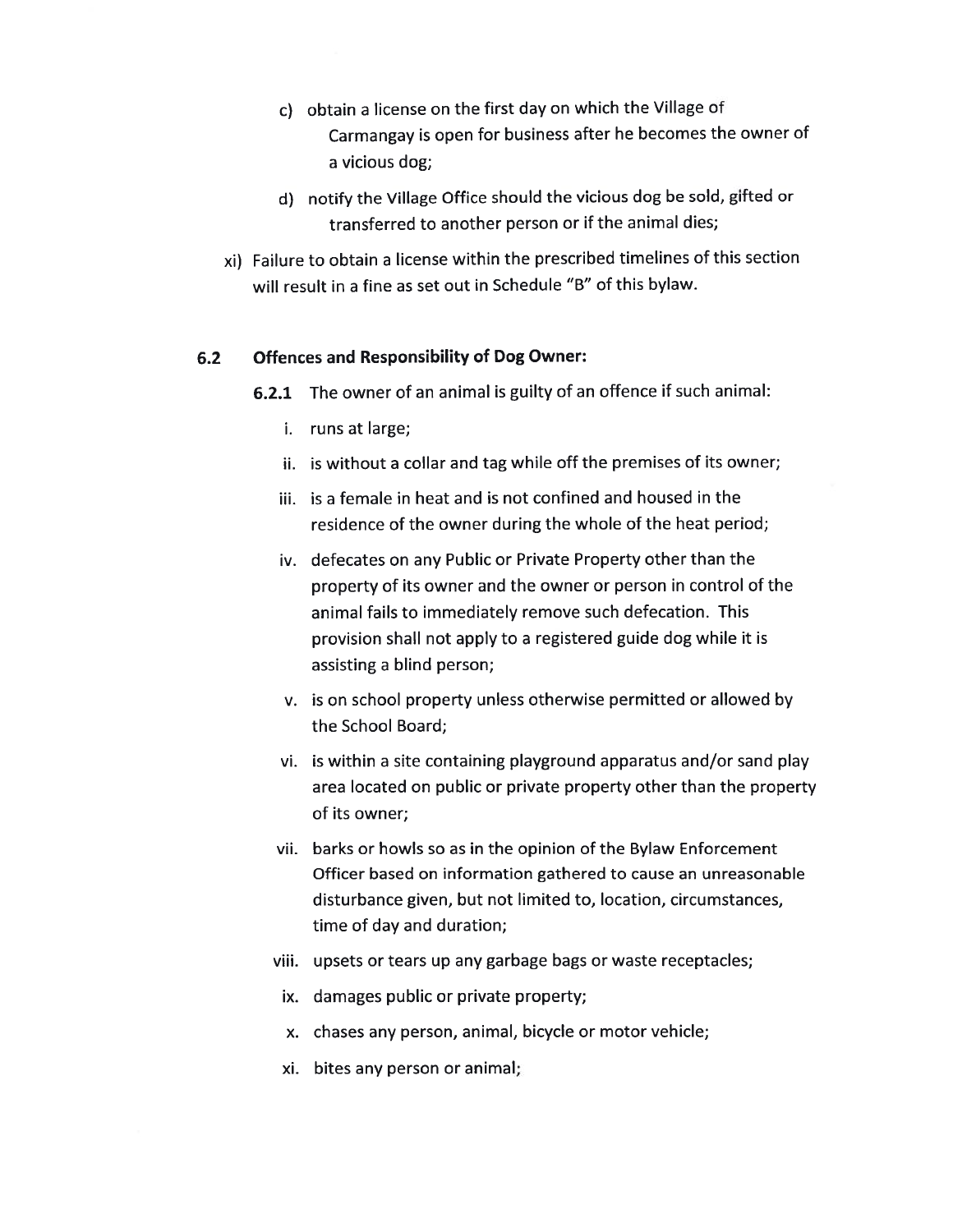c) obtain a license on the first day on which the Village of Carmangay is open for business after he becomes the owner of a vicious dog;

d) notify the Village Office should the vicious dog be sold, gifted or transferred to another person or if the animal dies;

xi) Failure to obtain a license within the prescribed timelines of this section will result in a fine as set out in Schedule "B" of this bylaw.

### 6.2 Offences and Responsibility of Dog Owner:

**6.2.1** The owner of an animal is guilty of an offence if such animal:

i. runs at large;

ii. is without a collar and tag while off the premises of its owner;

iii. is a female in heat and is not confined and housed in the residence of the owner during the whole of the heat period;

iv. defecates on any Public or Private Property other than the property of its owner and the owner or person in control of the animal fails to immediately remove such defecation. This provision shall not apply to a registered guide dog while it is assisting a blind person;

v. is on school property unless otherwise permitted or allowed by the School Board;

vi. is within a site containing playground apparatus and/or sand play area located on public or private property other than the property of its owner;

vii. barks or howls so as in the opinion of the Bylaw Enforcement Officer based on information gathered to cause an unreasonable disturbance given, but not limited to, location, circumstances, time of day and duration;

viii. upsets or tears up any garbage bags or waste receptacles;

ix. damages public or private property;

x. chases any person, animal, bicycle or motor vehicle;

xi. bites any person or animal;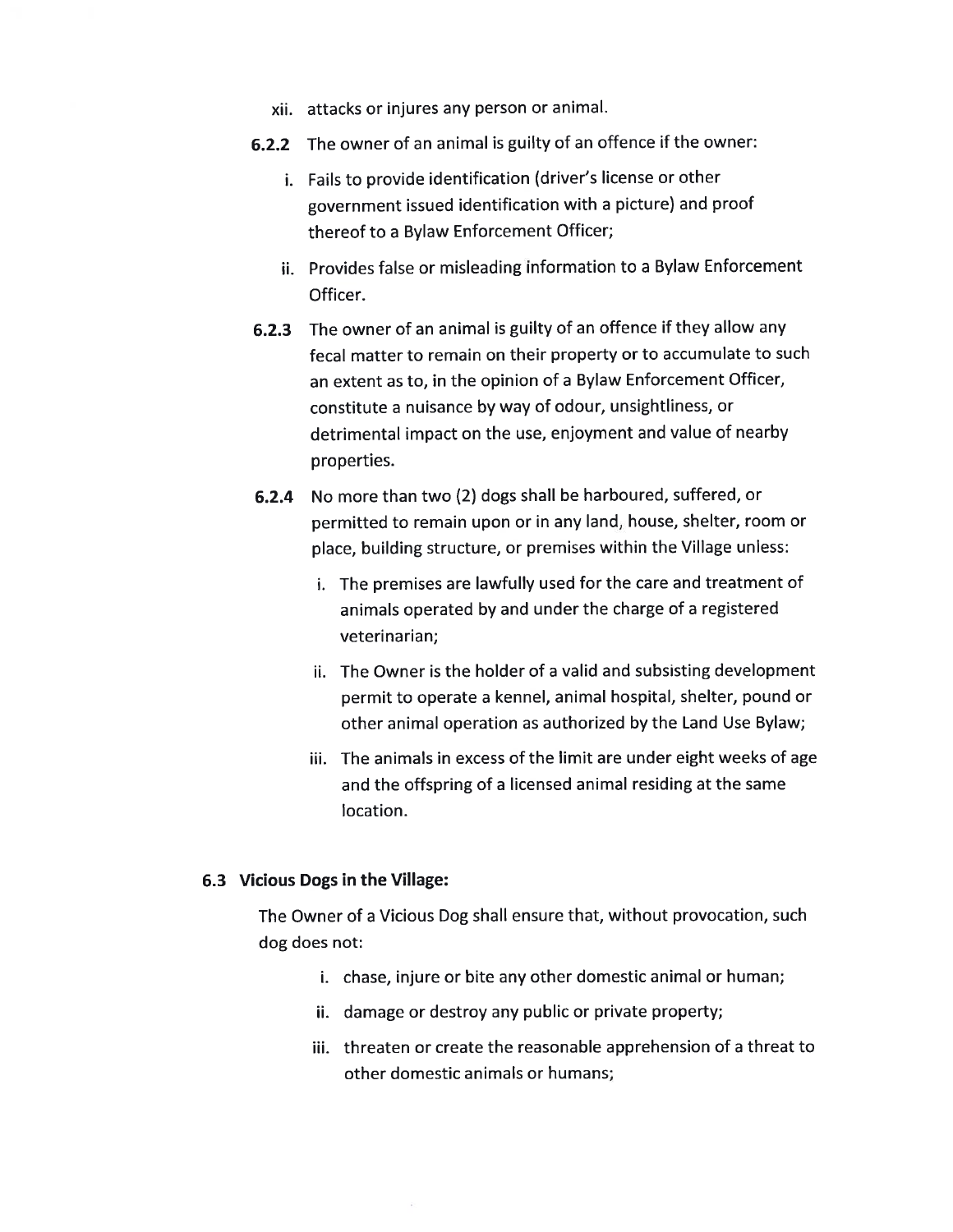xii. attacks or injures any person or animal.

**6.2.2** The owner of an animal is guilty of an offence if the owner:

i. Fails to provide identification (driver's license or other government issued identification with a picture) and proof thereof to a Bylaw Enforcement Officer;

ii. Provides false or misleading information to a Bylaw Enforcement Officer.

**6.2.3** The owner of an animal is guilty of an offence if they allow any fecal matter to remain on their property or to accumulate to such an extent as to, in the opinion of a Bylaw Enforcement Officer, constitute a nuisance by way of odour, unsightliness, or detrimental impact on the use, enjoyment and value of nearby properties.

**6.2.4** No more than two (2) dogs shall be harboured, suffered, or permitted to remain upon or in any land, house, shelter, room or place, building structure, or premises within the Village unless:

i. The premises are lawfully used for the care and treatment of animals operated by and under the charge of a registered veterinarian;

ii. The Owner is the holder of a valid and subsisting development permit to operate a kennel, animal hospital, shelter, pound or other animal operation as authorized by the Land Use Bylaw;

iii. The animals in excess of the limit are under eight weeks of age and the offspring of a licensed animal residing at the same location.

### 6.3 Vicious Dogs in the Village:

The Owner of a Vicious Dog shall ensure that, without provocation, such dog does not:

i. chase, injure or bite any other domestic animal or human;

ii. damage or destroy any public or private property;

iii. threaten or create the reasonable apprehension of a threat to other domestic animals or humans;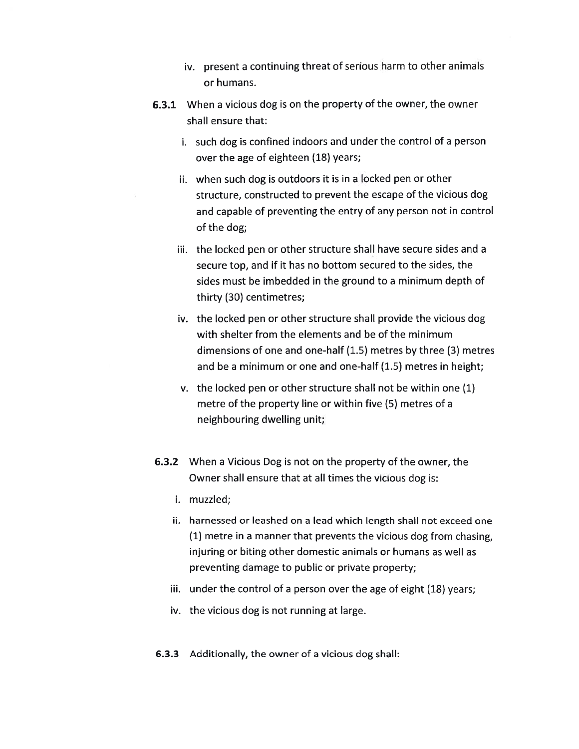iv. present a continuing threat of serious harm to other animals or humans.

**6.3.1** When a vicious dog is on the property of the owner, the owner shall ensure that:

i. such dog is confined indoors and under the control of a person over the age of eighteen (18) years;

ii. when such dog is outdoors it is in a locked pen or other structure, constructed to prevent the escape of the vicious dog and capable of preventing the entry of any person not in control of the dog;

iii. the locked pen or other structure shall have secure sides and a secure top, and if it has no bottom secured to the sides, the sides must be imbedded in the ground to a minimum depth of thirty (30) centimetres;

iv. the locked pen or other structure shall provide the vicious dog with shelter from the elements and be of the minimum dimensions of one and one-half (1.5) metres by three (3) metres and be a minimum or one and one-half (1.5) metres in height;

v. the locked pen or other structure shall not be within one (1) metre of the property line or within five (5) metres of a neighbouring dwelling unit;

**6.3.2** When a Vicious Dog is not on the property of the owner, the Owner shall ensure that at all times the vicious dog is:

i. muzzled;

ii. harnessed or leashed on a lead which length shall not exceed one (1) metre in a manner that prevents the vicious dog from chasing, injuring or biting other domestic animals or humans as well as preventing damage to public or private property;

iii. under the control of a person over the age of eight (18) years;

iv. the vicious dog is not running at large.

**6.3.3** Additionally, the owner of a vicious dog shall: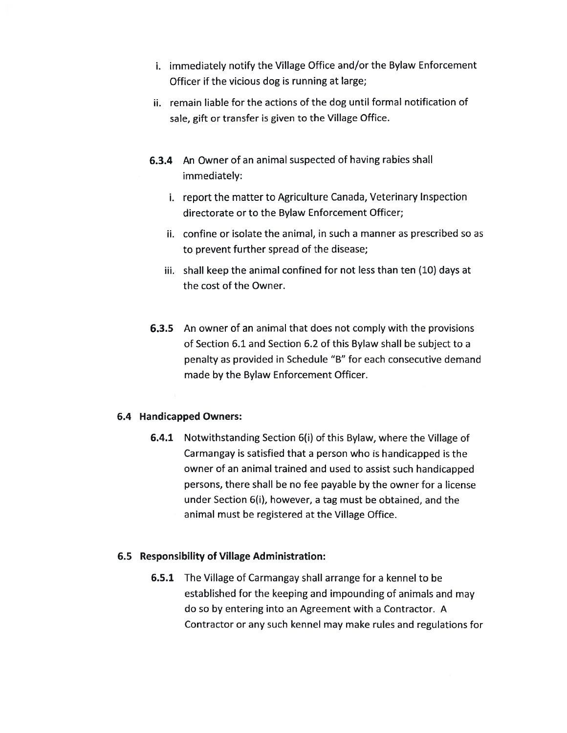i. immediately notify the Village Office and/or the Bylaw Enforcement Officer if the vicious dog is running at large;

ii. remain liable for the actions of the dog until formal notification of sale, gift or transfer is given to the Village Office.

**6.3.4** An Owner of an animal suspected of having rabies shall immediately:

i. report the matter to Agriculture Canada, Veterinary Inspection directorate or to the Bylaw Enforcement Officer;

ii. confine or isolate the animal, in such a manner as prescribed so as to prevent further spread of the disease;

iii. shall keep the animal confined for not less than ten (10) days at the cost of the Owner.

**6.3.5** An owner of an animal that does not comply with the provisions of Section 6.1 and Section 6.2 of this Bylaw shall be subject to a penalty as provided in Schedule "B" for each consecutive demand made by the Bylaw Enforcement Officer.

### 6.4 Handicapped Owners:

**6.4.1** Notwithstanding Section 6(i) of this Bylaw, where the Village of Carmangay is satisfied that a person who is handicapped is the owner of an animal trained and used to assist such handicapped persons, there shall be no fee payable by the owner for a license under Section 6(i), however, a tag must be obtained, and the animal must be registered at the Village Office.

### 6.5 Responsibility of Village Administration:

**6.5.1** The Village of Carmangay shall arrange for a kennel to be established for the keeping and impounding of animals and may do so by entering into an Agreement with a Contractor. A Contractor or any such kennel may make rules and regulations for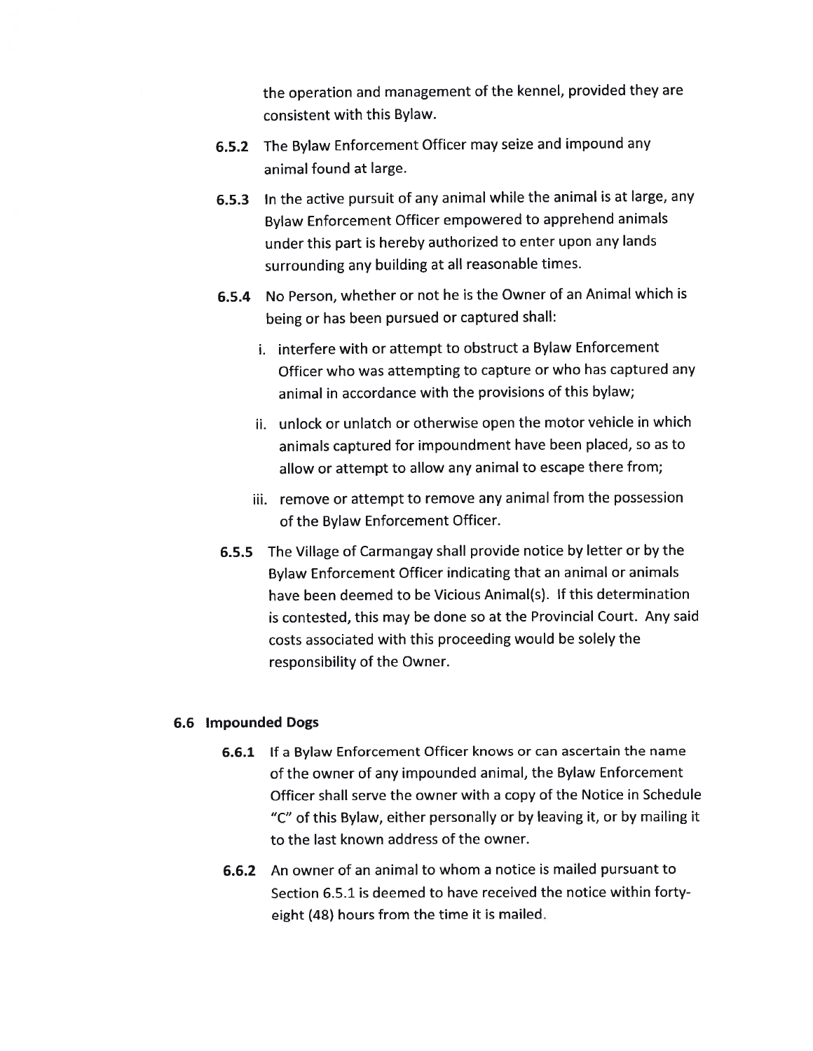the operation and management of the kennel, provided they are consistent with this Bylaw.

**6.5.2** The Bylaw Enforcement Officer may seize and impound any animal found at large.

**6.5.3** In the active pursuit of any animal while the animal is at large, any Bylaw Enforcement Officer empowered to apprehend animals under this part is hereby authorized to enter upon any lands surrounding any building at all reasonable times.

**6.5.4** No Person, whether or not he is the Owner of an Animal which is being or has been pursued or captured shall:

i. interfere with or attempt to obstruct a Bylaw Enforcement Officer who was attempting to capture or who has captured any animal in accordance with the provisions of this bylaw;

ii. unlock or unlatch or otherwise open the motor vehicle in which animals captured for impoundment have been placed, so as to allow or attempt to allow any animal to escape there from;

iii. remove or attempt to remove any animal from the possession of the Bylaw Enforcement Officer.

**6.5.5** The Village of Carmangay shall provide notice by letter or by the Bylaw Enforcement Officer indicating that an animal or animals have been deemed to be Vicious Animal(s). If this determination is contested, this may be done so at the Provincial Court. Any said costs associated with this proceeding would be solely the responsibility of the Owner.

### 6.6 Impounded Dogs

**6.6.1** If a Bylaw Enforcement Officer knows or can ascertain the name of the owner of any impounded animal, the Bylaw Enforcement Officer shall serve the owner with a copy of the Notice in Schedule "C" of this Bylaw, either personally or by leaving it, or by mailing it to the last known address of the owner.

**6.6.2** An owner of an animal to whom a notice is mailed pursuant to Section 6.5.1 is deemed to have received the notice within forty-eight (48) hours from the time it is mailed.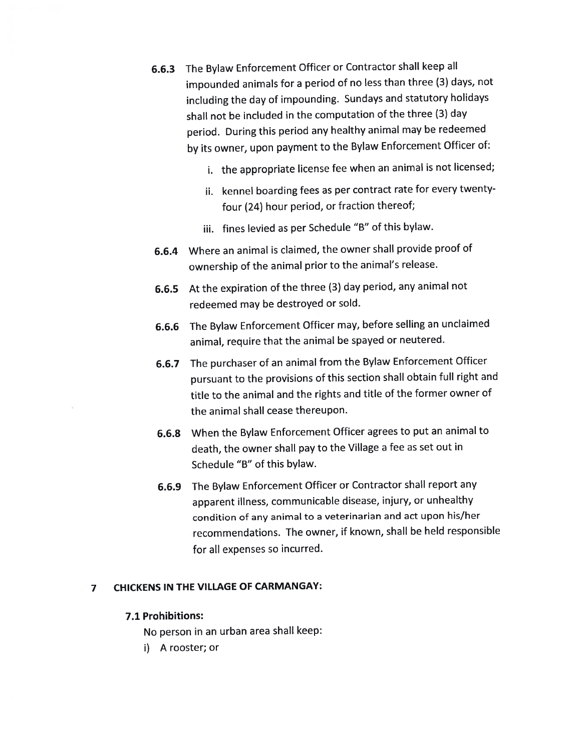**6.6.3** The Bylaw Enforcement Officer or Contractor shall keep all impounded animals for a period of no less than three (3) days, not including the day of impounding. Sundays and statutory holidays shall not be included in the computation of the three (3) day period. During this period any healthy animal may be redeemed by its owner, upon payment to the Bylaw Enforcement Officer of:

i. the appropriate license fee when an animal is not licensed;

ii. kennel boarding fees as per contract rate for every twenty-four (24) hour period, or fraction thereof;

iii. fines levied as per Schedule "B" of this bylaw.

**6.6.4** Where an animal is claimed, the owner shall provide proof of ownership of the animal prior to the animal's release.

**6.6.5** At the expiration of the three (3) day period, any animal not redeemed may be destroyed or sold.

**6.6.6** The Bylaw Enforcement Officer may, before selling an unclaimed animal, require that the animal be spayed or neutered.

**6.6.7** The purchaser of an animal from the Bylaw Enforcement Officer pursuant to the provisions of this section shall obtain full right and title to the animal and the rights and title of the former owner of the animal shall cease thereupon.

**6.6.8** When the Bylaw Enforcement Officer agrees to put an animal to death, the owner shall pay to the Village a fee as set out in Schedule "B" of this bylaw.

**6.6.9** The Bylaw Enforcement Officer or Contractor shall report any apparent illness, communicable disease, injury, or unhealthy condition of any animal to a veterinarian and act upon his/her recommendations. The owner, if known, shall be held responsible for all expenses so incurred.

## 7 CHICKENS IN THE VILLAGE OF CARMANGAY:

### 7.1 Prohibitions:

No person in an urban area shall keep:

i) A rooster; or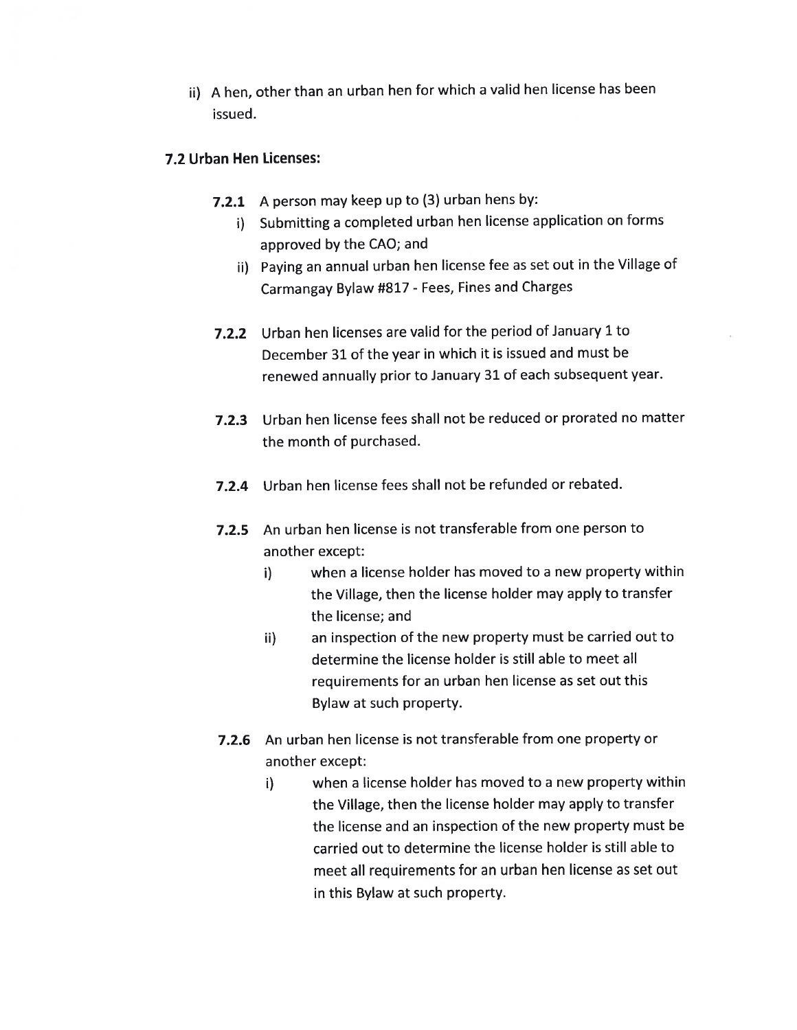ii) A hen, other than an urban hen for which a valid hen license has been issued.

**7.2 Urban Hen Licenses:**

**7.2.1** A person may keep up to (3) urban hens by:

i) Submitting a completed urban hen license application on forms approved by the CAO; and

ii) Paying an annual urban hen license fee as set out in the Village of Carmangay Bylaw #817 - Fees, Fines and Charges

**7.2.2** Urban hen licenses are valid for the period of January 1 to December 31 of the year in which it is issued and must be renewed annually prior to January 31 of each subsequent year.

**7.2.3** Urban hen license fees shall not be reduced or prorated no matter the month of purchased.

**7.2.4** Urban hen license fees shall not be refunded or rebated.

**7.2.5** An urban hen license is not transferable from one person to another except:

i) when a license holder has moved to a new property within the Village, then the license holder may apply to transfer the license; and

ii) an inspection of the new property must be carried out to determine the license holder is still able to meet all requirements for an urban hen license as set out this Bylaw at such property.

**7.2.6** An urban hen license is not transferable from one property or another except:

i) when a license holder has moved to a new property within the Village, then the license holder may apply to transfer the license and an inspection of the new property must be carried out to determine the license holder is still able to meet all requirements for an urban hen license as set out in this Bylaw at such property.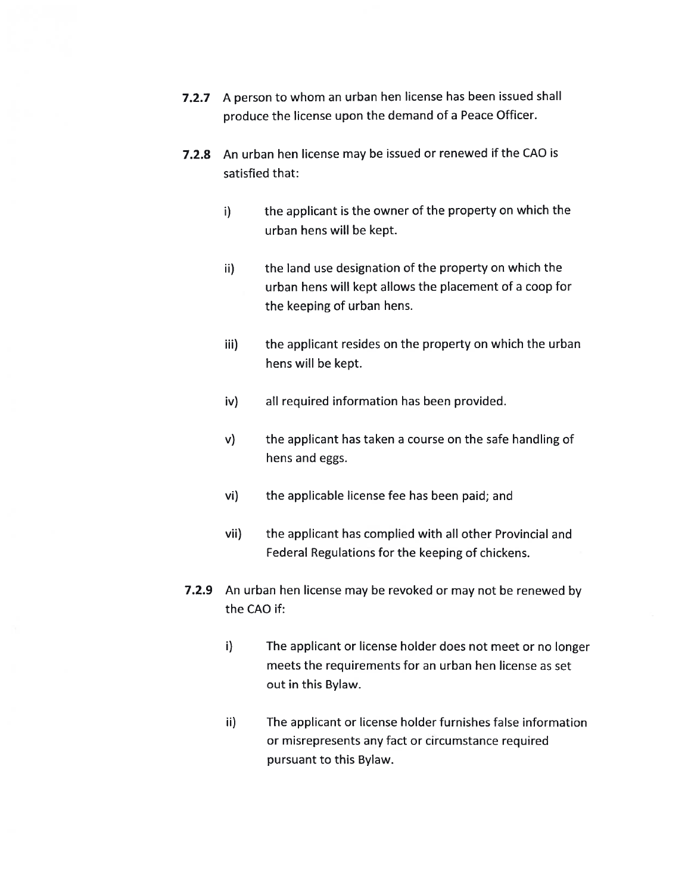**7.2.7** A person to whom an urban hen license has been issued shall produce the license upon the demand of a Peace Officer.

**7.2.8** An urban hen license may be issued or renewed if the CAO is satisfied that:

i) the applicant is the owner of the property on which the urban hens will be kept.

ii) the land use designation of the property on which the urban hens will kept allows the placement of a coop for the keeping of urban hens.

iii) the applicant resides on the property on which the urban hens will be kept.

iv) all required information has been provided.

v) the applicant has taken a course on the safe handling of hens and eggs.

vi) the applicable license fee has been paid; and

vii) the applicant has complied with all other Provincial and Federal Regulations for the keeping of chickens.

**7.2.9** An urban hen license may be revoked or may not be renewed by the CAO if:

i) The applicant or license holder does not meet or no longer meets the requirements for an urban hen license as set out in this Bylaw.

ii) The applicant or license holder furnishes false information or misrepresents any fact or circumstance required pursuant to this Bylaw.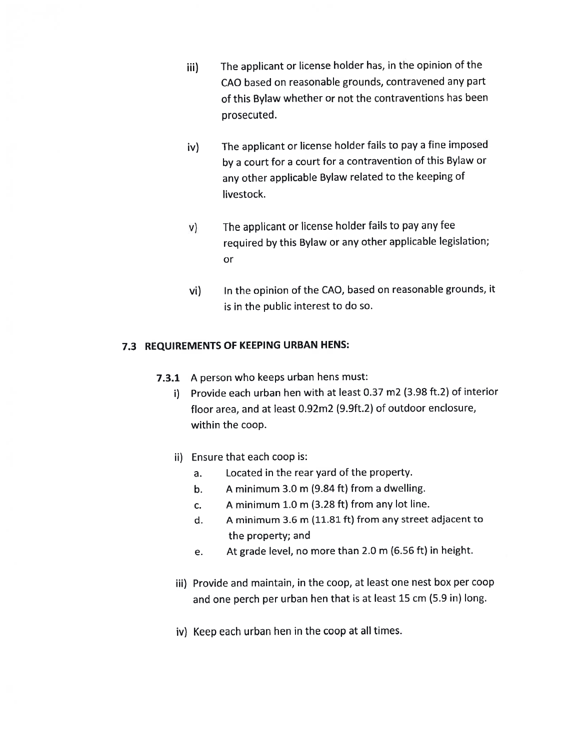iii) The applicant or license holder has, in the opinion of the CAO based on reasonable grounds, contravened any part of this Bylaw whether or not the contraventions has been prosecuted.

iv) The applicant or license holder fails to pay a fine imposed by a court for a court for a contravention of this Bylaw or any other applicable Bylaw related to the keeping of livestock.

v) The applicant or license holder fails to pay any fee required by this Bylaw or any other applicable legislation; or

vi) In the opinion of the CAO, based on reasonable grounds, it is in the public interest to do so.

### 7.3 REQUIREMENTS OF KEEPING URBAN HENS:

**7.3.1** A person who keeps urban hens must:

i) Provide each urban hen with at least 0.37 m2 (3.98 ft.2) of interior floor area, and at least 0.92m2 (9.9ft.2) of outdoor enclosure, within the coop.

ii) Ensure that each coop is:

   a. Located in the rear yard of the property.
   b. A minimum 3.0 m (9.84 ft) from a dwelling.
   c. A minimum 1.0 m (3.28 ft) from any lot line.
   d. A minimum 3.6 m (11.81 ft) from any street adjacent to the property; and
   e. At grade level, no more than 2.0 m (6.56 ft) in height.

iii) Provide and maintain, in the coop, at least one nest box per coop and one perch per urban hen that is at least 15 cm (5.9 in) long.

iv) Keep each urban hen in the coop at all times.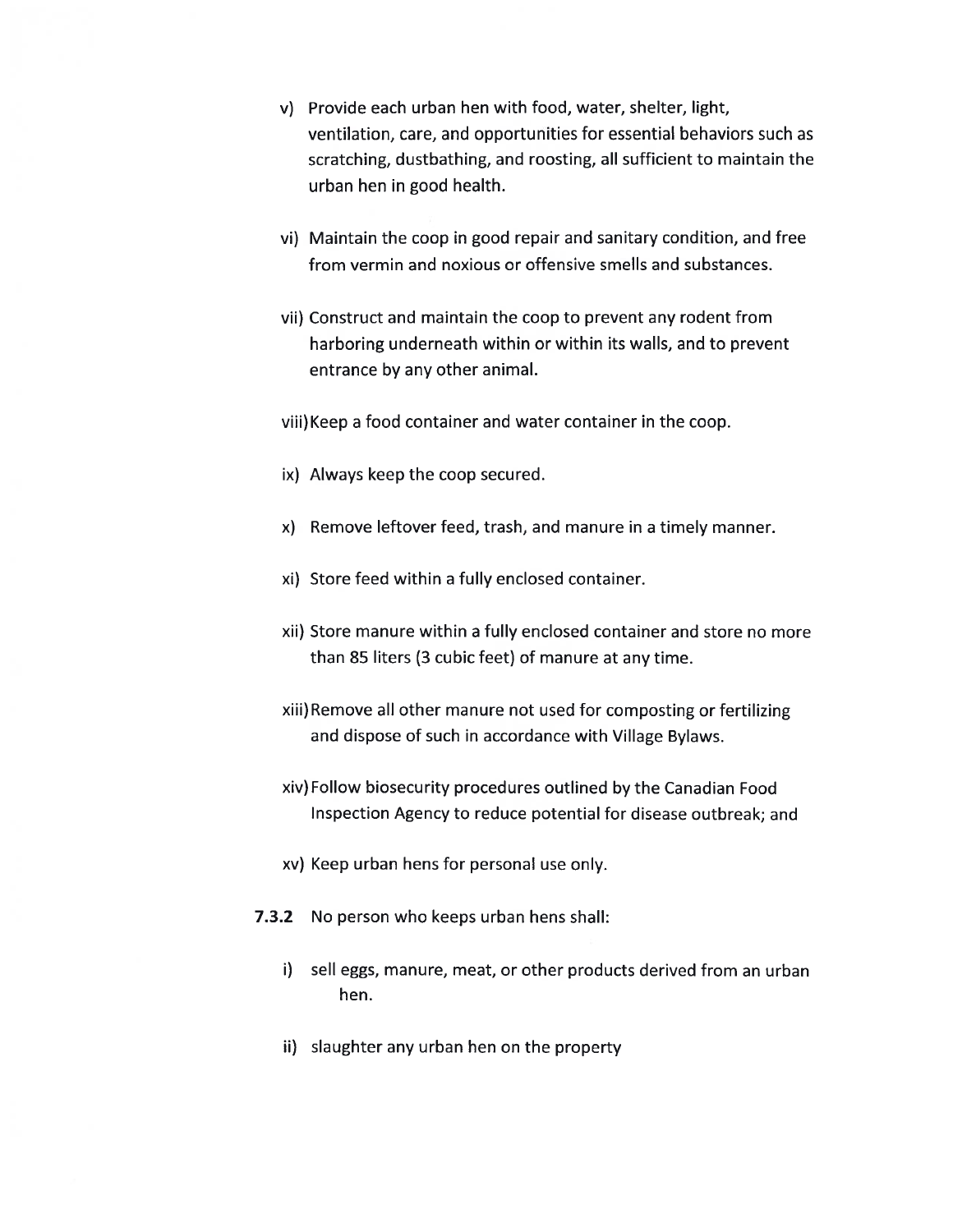v) Provide each urban hen with food, water, shelter, light, ventilation, care, and opportunities for essential behaviors such as scratching, dustbathing, and roosting, all sufficient to maintain the urban hen in good health.

vi) Maintain the coop in good repair and sanitary condition, and free from vermin and noxious or offensive smells and substances.

vii) Construct and maintain the coop to prevent any rodent from harboring underneath within or within its walls, and to prevent entrance by any other animal.

viii) Keep a food container and water container in the coop.

ix) Always keep the coop secured.

x) Remove leftover feed, trash, and manure in a timely manner.

xi) Store feed within a fully enclosed container.

xii) Store manure within a fully enclosed container and store no more than 85 liters (3 cubic feet) of manure at any time.

xiii) Remove all other manure not used for composting or fertilizing and dispose of such in accordance with Village Bylaws.

xiv) Follow biosecurity procedures outlined by the Canadian Food Inspection Agency to reduce potential for disease outbreak; and

xv) Keep urban hens for personal use only.

**7.3.2** No person who keeps urban hens shall:

i) sell eggs, manure, meat, or other products derived from an urban hen.

ii) slaughter any urban hen on the property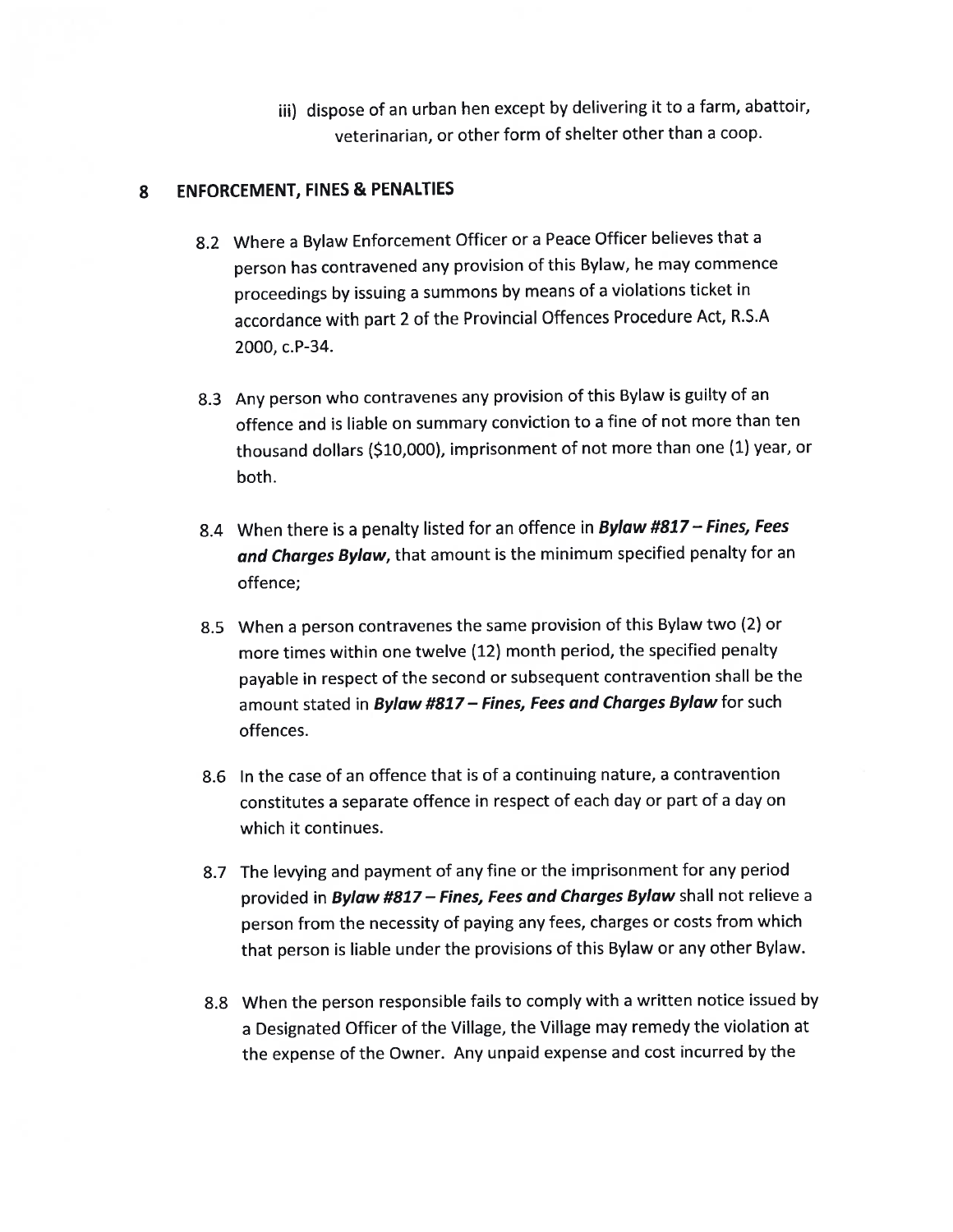iii) dispose of an urban hen except by delivering it to a farm, abattoir, veterinarian, or other form of shelter other than a coop.

## 8 ENFORCEMENT, FINES & PENALTIES

8.2 Where a Bylaw Enforcement Officer or a Peace Officer believes that a person has contravened any provision of this Bylaw, he may commence proceedings by issuing a summons by means of a violations ticket in accordance with part 2 of the Provincial Offences Procedure Act, R.S.A 2000, c.P-34.

8.3 Any person who contravenes any provision of this Bylaw is guilty of an offence and is liable on summary conviction to a fine of not more than ten thousand dollars ($10,000), imprisonment of not more than one (1) year, or both.

8.4 When there is a penalty listed for an offence in ***Bylaw #817 – Fines, Fees and Charges Bylaw***, that amount is the minimum specified penalty for an offence;

8.5 When a person contravenes the same provision of this Bylaw two (2) or more times within one twelve (12) month period, the specified penalty payable in respect of the second or subsequent contravention shall be the amount stated in ***Bylaw #817 – Fines, Fees and Charges Bylaw*** for such offences.

8.6 In the case of an offence that is of a continuing nature, a contravention constitutes a separate offence in respect of each day or part of a day on which it continues.

8.7 The levying and payment of any fine or the imprisonment for any period provided in ***Bylaw #817 – Fines, Fees and Charges Bylaw*** shall not relieve a person from the necessity of paying any fees, charges or costs from which that person is liable under the provisions of this Bylaw or any other Bylaw.

8.8 When the person responsible fails to comply with a written notice issued by a Designated Officer of the Village, the Village may remedy the violation at the expense of the Owner. Any unpaid expense and cost incurred by the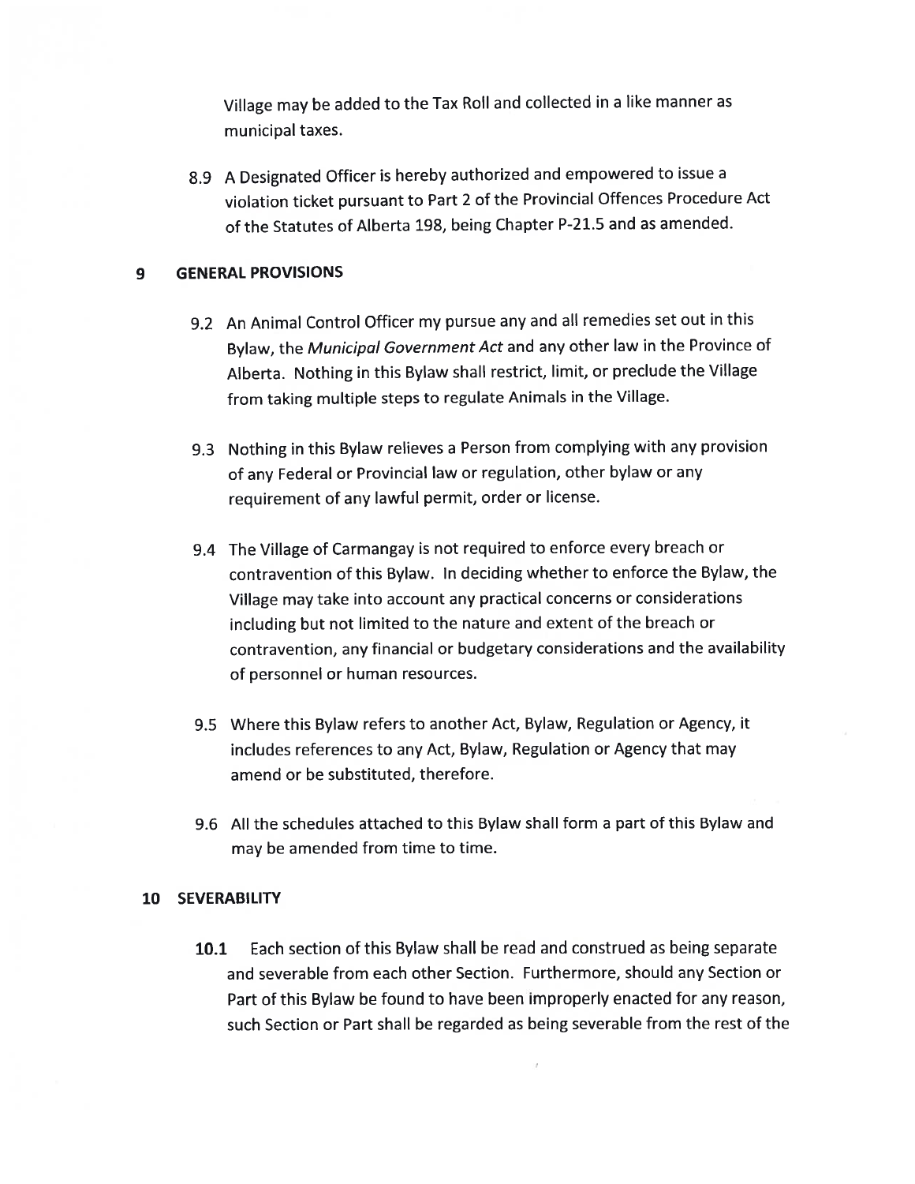Village may be added to the Tax Roll and collected in a like manner as municipal taxes.

8.9 A Designated Officer is hereby authorized and empowered to issue a violation ticket pursuant to Part 2 of the Provincial Offences Procedure Act of the Statutes of Alberta 198, being Chapter P-21.5 and as amended.

## 9 GENERAL PROVISIONS

9.2 An Animal Control Officer my pursue any and all remedies set out in this Bylaw, the *Municipal Government Act* and any other law in the Province of Alberta. Nothing in this Bylaw shall restrict, limit, or preclude the Village from taking multiple steps to regulate Animals in the Village.

9.3 Nothing in this Bylaw relieves a Person from complying with any provision of any Federal or Provincial law or regulation, other bylaw or any requirement of any lawful permit, order or license.

9.4 The Village of Carmangay is not required to enforce every breach or contravention of this Bylaw. In deciding whether to enforce the Bylaw, the Village may take into account any practical concerns or considerations including but not limited to the nature and extent of the breach or contravention, any financial or budgetary considerations and the availability of personnel or human resources.

9.5 Where this Bylaw refers to another Act, Bylaw, Regulation or Agency, it includes references to any Act, Bylaw, Regulation or Agency that may amend or be substituted, therefore.

9.6 All the schedules attached to this Bylaw shall form a part of this Bylaw and may be amended from time to time.

## 10 SEVERABILITY

**10.1** Each section of this Bylaw shall be read and construed as being separate and severable from each other Section. Furthermore, should any Section or Part of this Bylaw be found to have been improperly enacted for any reason, such Section or Part shall be regarded as being severable from the rest of the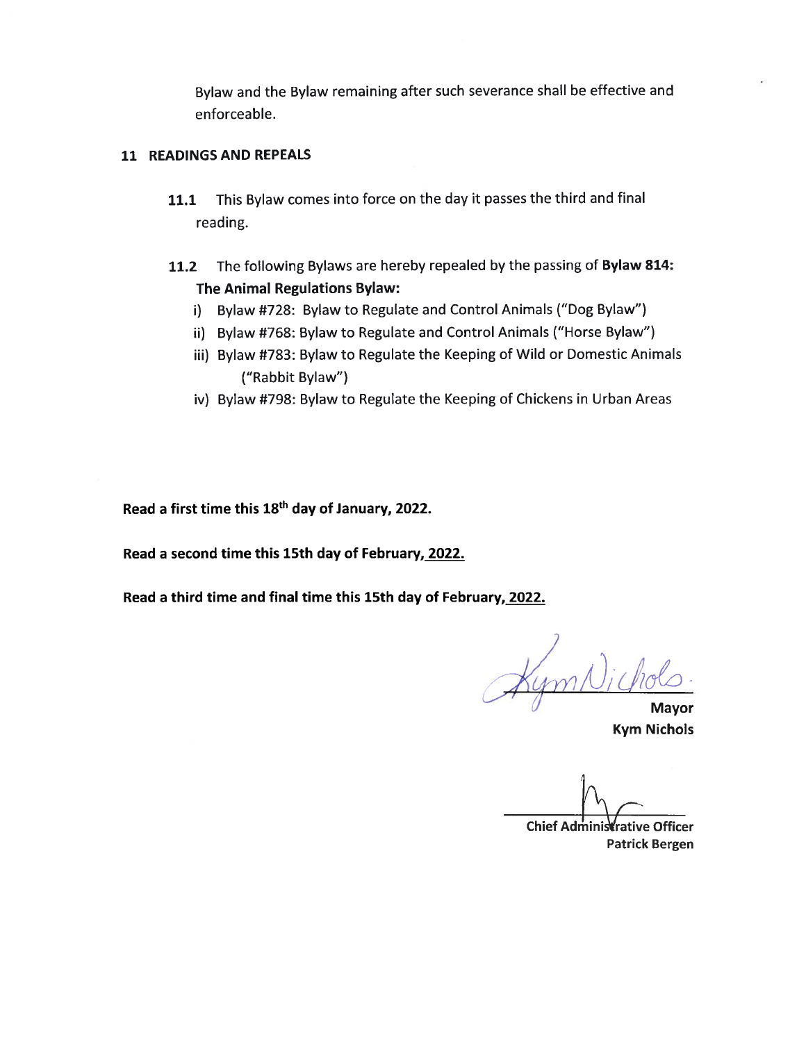Bylaw and the Bylaw remaining after such severance shall be effective and enforceable.

## 11 READINGS AND REPEALS

**11.1** This Bylaw comes into force on the day it passes the third and final reading.

**11.2** The following Bylaws are hereby repealed by the passing of **Bylaw 814: The Animal Regulations Bylaw:**

i) Bylaw #728: Bylaw to Regulate and Control Animals ("Dog Bylaw")

ii) Bylaw #768: Bylaw to Regulate and Control Animals ("Horse Bylaw")

iii) Bylaw #783: Bylaw to Regulate the Keeping of Wild or Domestic Animals ("Rabbit Bylaw")

iv) Bylaw #798: Bylaw to Regulate the Keeping of Chickens in Urban Areas

**Read a first time this 18th day of January, 2022.**

**Read a second time this 15th day of February, 2022.**

**Read a third time and final time this 15th day of February, 2022.**

Kym Nichols

**Mayor**
**Kym Nichols**

**Chief Administrative Officer**
**Patrick Bergen**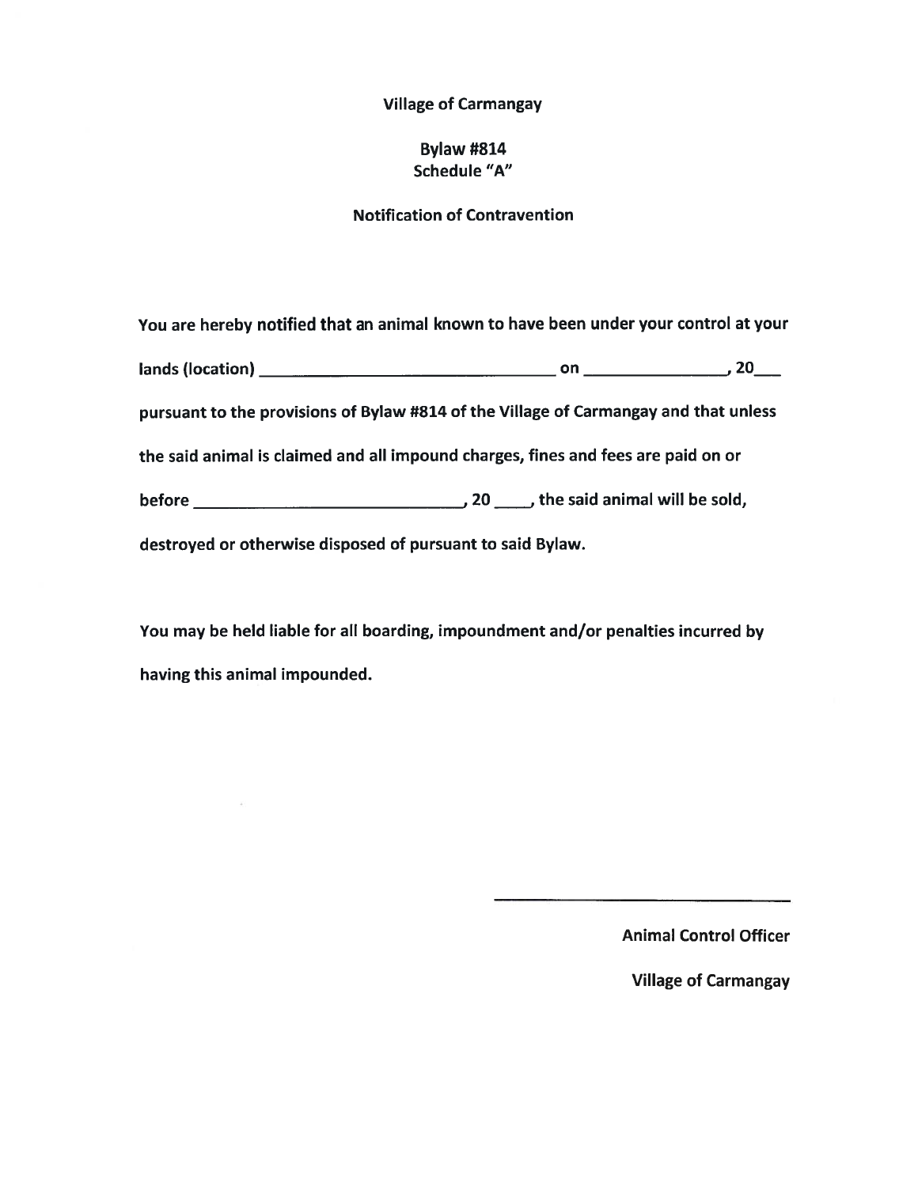**Village of Carmangay**

**Bylaw #814**
**Schedule "A"**

**Notification of Contravention**

**You are hereby notified that an animal known to have been under your control at your lands (location) ______________________________ on ______________, 20___ pursuant to the provisions of Bylaw #814 of the Village of Carmangay and that unless the said animal is claimed and all impound charges, fines and fees are paid on or before ____________________________, 20 ____, the said animal will be sold, destroyed or otherwise disposed of pursuant to said Bylaw.**

**You may be held liable for all boarding, impoundment and/or penalties incurred by having this animal impounded.**

______________________________

**Animal Control Officer**

**Village of Carmangay**